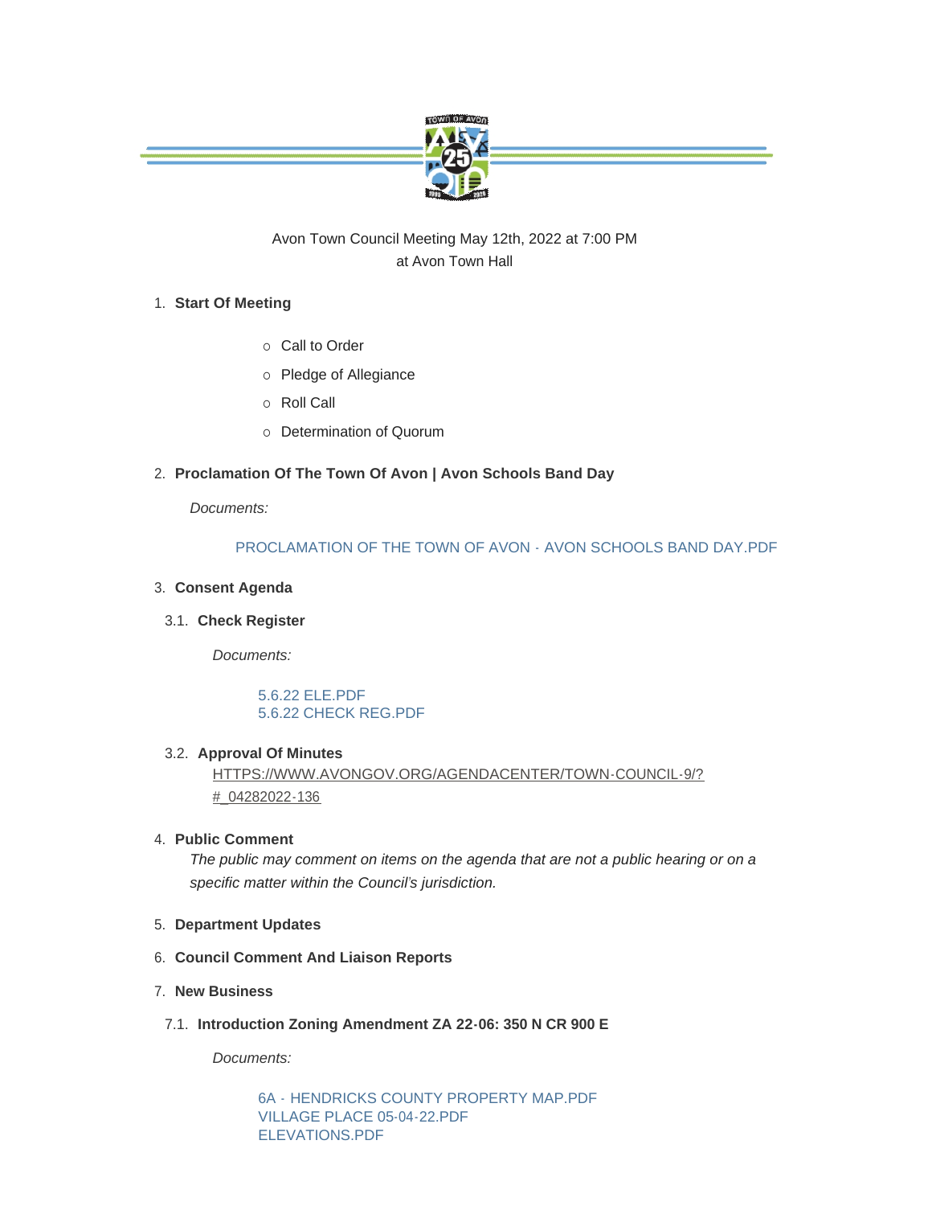Avon Town Council Meeting May 12th, 2022 at 7:00 PM
at Avon Town Hall

1. **Start Of Meeting**
   - Call to Order
   - Pledge of Allegiance
   - Roll Call
   - Determination of Quorum

2. **Proclamation Of The Town Of Avon | Avon Schools Band Day**

   *Documents:*

   PROCLAMATION OF THE TOWN OF AVON - AVON SCHOOLS BAND DAY.PDF

3. **Consent Agenda**

   3.1. **Check Register**

   *Documents:*

   5.6.22 ELE.PDF
   5.6.22 CHECK REG.PDF

   3.2. **Approval Of Minutes**
   HTTPS://WWW.AVONGOV.ORG/AGENDACENTER/TOWN-COUNCIL-9/?#_04282022-136

4. **Public Comment**
   *The public may comment on items on the agenda that are not a public hearing or on a specific matter within the Council's jurisdiction.*

5. **Department Updates**

6. **Council Comment And Liaison Reports**

7. **New Business**

   7.1. **Introduction Zoning Amendment ZA 22-06: 350 N CR 900 E**

   *Documents:*

   6A - HENDRICKS COUNTY PROPERTY MAP.PDF
   VILLAGE PLACE 05-04-22.PDF
   ELEVATIONS.PDF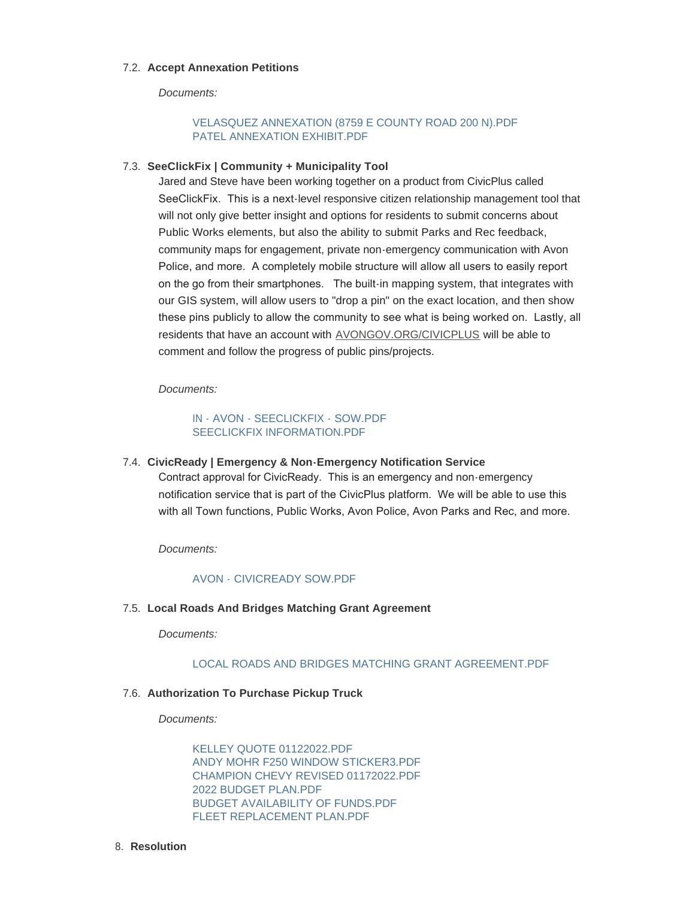7.2. **Accept Annexation Petitions**

*Documents:*

VELASQUEZ ANNEXATION (8759 E COUNTY ROAD 200 N).PDF
PATEL ANNEXATION EXHIBIT.PDF

7.3. **SeeClickFix | Community + Municipality Tool**

Jared and Steve have been working together on a product from CivicPlus called SeeClickFix. This is a next-level responsive citizen relationship management tool that will not only give better insight and options for residents to submit concerns about Public Works elements, but also the ability to submit Parks and Rec feedback, community maps for engagement, private non-emergency communication with Avon Police, and more. A completely mobile structure will allow all users to easily report on the go from their smartphones. The built-in mapping system, that integrates with our GIS system, will allow users to "drop a pin" on the exact location, and then show these pins publicly to allow the community to see what is being worked on. Lastly, all residents that have an account with AVONGOV.ORG/CIVICPLUS will be able to comment and follow the progress of public pins/projects.

*Documents:*

IN - AVON - SEECLICKFIX - SOW.PDF
SEECLICKFIX INFORMATION.PDF

7.4. **CivicReady | Emergency & Non-Emergency Notification Service**

Contract approval for CivicReady. This is an emergency and non-emergency notification service that is part of the CivicPlus platform. We will be able to use this with all Town functions, Public Works, Avon Police, Avon Parks and Rec, and more.

*Documents:*

AVON - CIVICREADY SOW.PDF

7.5. **Local Roads And Bridges Matching Grant Agreement**

*Documents:*

LOCAL ROADS AND BRIDGES MATCHING GRANT AGREEMENT.PDF

7.6. **Authorization To Purchase Pickup Truck**

*Documents:*

KELLEY QUOTE 01122022.PDF
ANDY MOHR F250 WINDOW STICKER3.PDF
CHAMPION CHEVY REVISED 01172022.PDF
2022 BUDGET PLAN.PDF
BUDGET AVAILABILITY OF FUNDS.PDF
FLEET REPLACEMENT PLAN.PDF

8. **Resolution**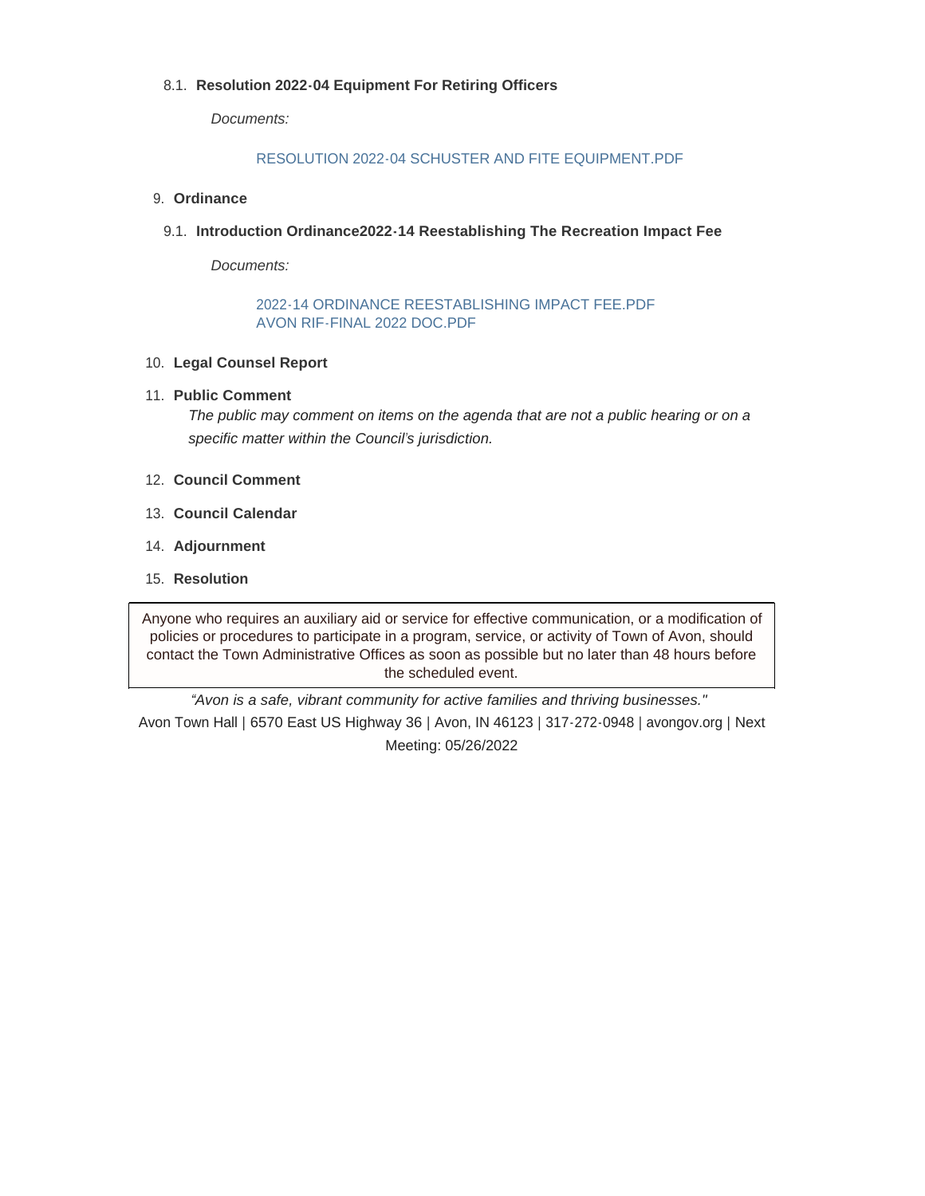8.1. **Resolution 2022-04 Equipment For Retiring Officers**

*Documents:*

RESOLUTION 2022-04 SCHUSTER AND FITE EQUIPMENT.PDF

9. **Ordinance**

9.1. **Introduction Ordinance2022-14 Reestablishing The Recreation Impact Fee**

*Documents:*

2022-14 ORDINANCE REESTABLISHING IMPACT FEE.PDF
AVON RIF-FINAL 2022 DOC.PDF

10. **Legal Counsel Report**

11. **Public Comment**

*The public may comment on items on the agenda that are not a public hearing or on a specific matter within the Council's jurisdiction.*

12. **Council Comment**

13. **Council Calendar**

14. **Adjournment**

15. **Resolution**

Anyone who requires an auxiliary aid or service for effective communication, or a modification of policies or procedures to participate in a program, service, or activity of Town of Avon, should contact the Town Administrative Offices as soon as possible but no later than 48 hours before the scheduled event.

*"Avon is a safe, vibrant community for active families and thriving businesses."*

Avon Town Hall | 6570 East US Highway 36 | Avon, IN 46123 | 317-272-0948 | avongov.org | Next Meeting: 05/26/2022